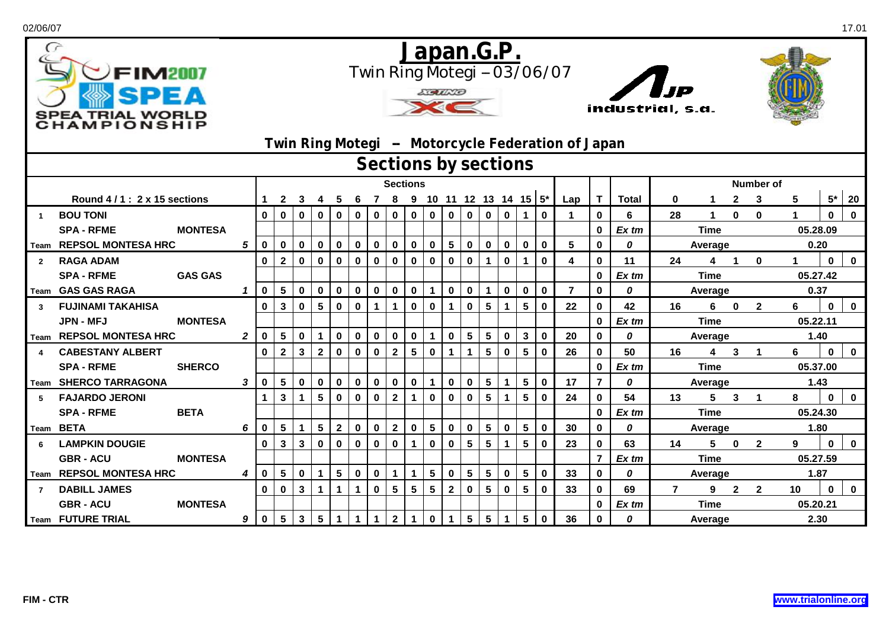# Japan.G.P.

Twin Ring Motegi – 03/06/07

FIM 2007 SPEA TRIAL WORLD CHAMPIONSHIP

JP industrial, s.a.

## Twin Ring Motegi – Motorcycle Federation of Japan

## Sections by sections

| Round 4 / 1 : 2 x 15 sections | | | | 1 | 2 | 3 | 4 | 5 | 6 | 7 | 8 | 9 | 10 | 11 | 12 | 13 | 14 | 15 | 5* | Lap | T | Total | 0 | 1 | 2 | 3 | 5 | 5* | 20 |
|---|---|---|---|---|---|---|---|---|---|---|---|---|---|---|---|---|---|---|---|---|---|---|---|---|---|---|---|---|---|
| 1 | BOU TONI | | | 0 | 0 | 0 | 0 | 0 | 0 | 0 | 0 | 0 | 0 | 0 | 0 | 0 | 0 | 1 | 0 | 1 | 0 | 6 | 28 | 1 | 0 | 0 | 1 | 0 | 0 |
| | SPA - RFME | MONTESA | | | | | | | | | | | | | | | | | | | 0 | Ex tm | Time | | | | 05.28.09 | | |
| Team | REPSOL MONTESA HRC | | 5 | 0 | 0 | 0 | 0 | 0 | 0 | 0 | 0 | 0 | 0 | 5 | 0 | 0 | 0 | 0 | 0 | 5 | 0 | 0 | Average | | | | 0.20 | | |
| 2 | RAGA ADAM | | | 0 | 2 | 0 | 0 | 0 | 0 | 0 | 0 | 0 | 0 | 0 | 0 | 1 | 0 | 1 | 0 | 4 | 0 | 11 | 24 | 4 | 1 | 0 | 1 | 0 | 0 |
| | SPA - RFME | GAS GAS | | | | | | | | | | | | | | | | | | | 0 | Ex tm | Time | | | | 05.27.42 | | |
| Team | GAS GAS RAGA | | 1 | 0 | 5 | 0 | 0 | 0 | 0 | 0 | 0 | 0 | 1 | 0 | 0 | 1 | 0 | 0 | 0 | 7 | 0 | 0 | Average | | | | 0.37 | | |
| 3 | FUJINAMI TAKAHISA | | | 0 | 3 | 0 | 5 | 0 | 0 | 1 | 1 | 0 | 0 | 1 | 0 | 5 | 1 | 5 | 0 | 22 | 0 | 42 | 16 | 6 | 0 | 2 | 6 | 0 | 0 |
| | JPN - MFJ | MONTESA | | | | | | | | | | | | | | | | | | | 0 | Ex tm | Time | | | | 05.22.11 | | |
| Team | REPSOL MONTESA HRC | | 2 | 0 | 5 | 0 | 1 | 0 | 0 | 0 | 0 | 0 | 1 | 0 | 5 | 5 | 0 | 3 | 0 | 20 | 0 | 0 | Average | | | | 1.40 | | |
| 4 | CABESTANY ALBERT | | | 0 | 2 | 3 | 2 | 0 | 0 | 0 | 2 | 5 | 0 | 1 | 1 | 5 | 0 | 5 | 0 | 26 | 0 | 50 | 16 | 4 | 3 | 1 | 6 | 0 | 0 |
| | SPA - RFME | SHERCO | | | | | | | | | | | | | | | | | | | 0 | Ex tm | Time | | | | 05.37.00 | | |
| Team | SHERCO TARRAGONA | | 3 | 0 | 5 | 0 | 0 | 0 | 0 | 0 | 0 | 0 | 1 | 0 | 0 | 5 | 1 | 5 | 0 | 17 | 7 | 0 | Average | | | | 1.43 | | |
| 5 | FAJARDO JERONI | | | 1 | 3 | 1 | 5 | 0 | 0 | 0 | 2 | 1 | 0 | 0 | 0 | 5 | 1 | 5 | 0 | 24 | 0 | 54 | 13 | 5 | 3 | 1 | 8 | 0 | 0 |
| | SPA - RFME | BETA | | | | | | | | | | | | | | | | | | | 0 | Ex tm | Time | | | | 05.24.30 | | |
| Team | BETA | | 6 | 0 | 5 | 1 | 5 | 2 | 0 | 0 | 2 | 0 | 5 | 0 | 0 | 5 | 0 | 5 | 0 | 30 | 0 | 0 | Average | | | | 1.80 | | |
| 6 | LAMPKIN DOUGIE | | | 0 | 3 | 3 | 0 | 0 | 0 | 0 | 0 | 1 | 0 | 0 | 5 | 5 | 1 | 5 | 0 | 23 | 0 | 63 | 14 | 5 | 0 | 2 | 9 | 0 | 0 |
| | GBR - ACU | MONTESA | | | | | | | | | | | | | | | | | | | 7 | Ex tm | Time | | | | 05.27.59 | | |
| Team | REPSOL MONTESA HRC | | 4 | 0 | 5 | 0 | 1 | 5 | 0 | 0 | 1 | 1 | 5 | 0 | 5 | 5 | 0 | 5 | 0 | 33 | 0 | 0 | Average | | | | 1.87 | | |
| 7 | DABILL JAMES | | | 0 | 0 | 3 | 1 | 1 | 1 | 0 | 5 | 5 | 5 | 2 | 0 | 5 | 0 | 5 | 0 | 33 | 0 | 69 | 7 | 9 | 2 | 2 | 10 | 0 | 0 |
| | GBR - ACU | MONTESA | | | | | | | | | | | | | | | | | | | 0 | Ex tm | Time | | | | 05.20.21 | | |
| Team | FUTURE TRIAL | | 9 | 0 | 5 | 3 | 5 | 1 | 1 | 1 | 2 | 1 | 0 | 1 | 5 | 5 | 1 | 5 | 0 | 36 | 0 | 0 | Average | | | | 2.30 | | |

FIM - CTR

www.trialonline.org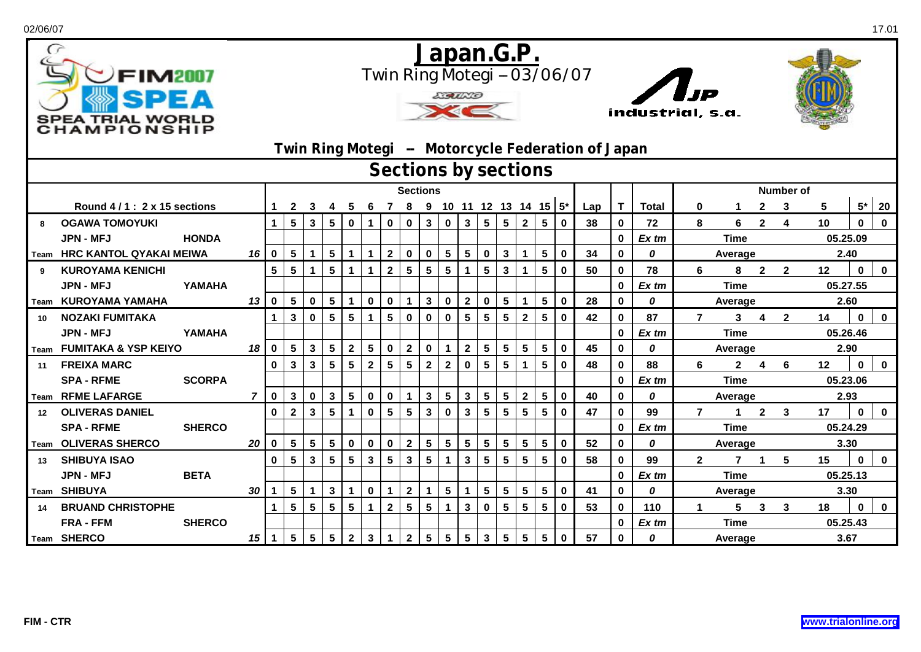# Japan.G.P.

Twin Ring Motegi – 03/06/07

SPEA TRIAL WORLD CHAMPIONSHIP

industrial, s.a.

## Twin Ring Motegi – Motorcycle Federation of Japan

## Sections by sections

| | Round 4 / 1 : 2 x 15 sections | | | 1 | 2 | 3 | 4 | 5 | 6 | 7 | 8 | 9 | 10 | 11 | 12 | 13 | 14 | 15 | 5* | Lap | T | Total | 0 | 1 | 2 | 3 | 5 | 5* | 20 |
|---|---|---|---|---|---|---|---|---|---|---|---|---|---|---|---|---|---|---|---|---|---|---|---|---|---|---|---|---|---|
| 8 | OGAWA TOMOYUKI | | | 1 | 5 | 3 | 5 | 0 | 1 | 0 | 0 | 3 | 0 | 3 | 5 | 5 | 2 | 5 | 0 | 38 | 0 | 72 | 8 | 6 | 2 | 4 | 10 | 0 | 0 |
| | JPN - MFJ | HONDA | | | | | | | | | | | | | | | | | | | 0 | Ex tm | | Time | | | 05.25.09 | | |
| Team | HRC KANTOL QYAKAI MEIWA | | 16 | 0 | 5 | 1 | 5 | 1 | 1 | 2 | 0 | 0 | 5 | 5 | 0 | 3 | 1 | 5 | 0 | 34 | 0 | 0 | | Average | | | 2.40 | | |
| 9 | KUROYAMA KENICHI | | | 5 | 5 | 1 | 5 | 1 | 1 | 2 | 5 | 5 | 5 | 1 | 5 | 3 | 1 | 5 | 0 | 50 | 0 | 78 | 6 | 8 | 2 | 2 | 12 | 0 | 0 |
| | JPN - MFJ | YAMAHA | | | | | | | | | | | | | | | | | | | 0 | Ex tm | | Time | | | 05.27.55 | | |
| Team | KUROYAMA YAMAHA | | 13 | 0 | 5 | 0 | 5 | 1 | 0 | 0 | 1 | 3 | 0 | 2 | 0 | 5 | 1 | 5 | 0 | 28 | 0 | 0 | | Average | | | 2.60 | | |
| 10 | NOZAKI FUMITAKA | | | 1 | 3 | 0 | 5 | 5 | 1 | 5 | 0 | 0 | 0 | 5 | 5 | 5 | 2 | 5 | 0 | 42 | 0 | 87 | 7 | 3 | 4 | 2 | 14 | 0 | 0 |
| | JPN - MFJ | YAMAHA | | | | | | | | | | | | | | | | | | | 0 | Ex tm | | Time | | | 05.26.46 | | |
| Team | FUMITAKA & YSP KEIYO | | 18 | 0 | 5 | 3 | 5 | 2 | 5 | 0 | 2 | 0 | 1 | 2 | 5 | 5 | 5 | 5 | 0 | 45 | 0 | 0 | | Average | | | 2.90 | | |
| 11 | FREIXA MARC | | | 0 | 3 | 3 | 5 | 5 | 2 | 5 | 5 | 2 | 2 | 0 | 5 | 5 | 1 | 5 | 0 | 48 | 0 | 88 | 6 | 2 | 4 | 6 | 12 | 0 | 0 |
| | SPA - RFME | SCORPA | | | | | | | | | | | | | | | | | | | 0 | Ex tm | | Time | | | 05.23.06 | | |
| Team | RFME LAFARGE | | 7 | 0 | 3 | 0 | 3 | 5 | 0 | 0 | 1 | 3 | 5 | 3 | 5 | 5 | 2 | 5 | 0 | 40 | 0 | 0 | | Average | | | 2.93 | | |
| 12 | OLIVERAS DANIEL | | | 0 | 2 | 3 | 5 | 1 | 0 | 5 | 5 | 3 | 0 | 3 | 5 | 5 | 5 | 5 | 0 | 47 | 0 | 99 | 7 | 1 | 2 | 3 | 17 | 0 | 0 |
| | SPA - RFME | SHERCO | | | | | | | | | | | | | | | | | | | 0 | Ex tm | | Time | | | 05.24.29 | | |
| Team | OLIVERAS SHERCO | | 20 | 0 | 5 | 5 | 5 | 0 | 0 | 0 | 2 | 5 | 5 | 5 | 5 | 5 | 5 | 5 | 0 | 52 | 0 | 0 | | Average | | | 3.30 | | |
| 13 | SHIBUYA ISAO | | | 0 | 5 | 3 | 5 | 5 | 3 | 5 | 3 | 5 | 1 | 3 | 5 | 5 | 5 | 5 | 0 | 58 | 0 | 99 | 2 | 7 | 1 | 5 | 15 | 0 | 0 |
| | JPN - MFJ | BETA | | | | | | | | | | | | | | | | | | | 0 | Ex tm | | Time | | | 05.25.13 | | |
| Team | SHIBUYA | | 30 | 1 | 5 | 1 | 3 | 1 | 0 | 1 | 2 | 1 | 5 | 1 | 5 | 5 | 5 | 5 | 0 | 41 | 0 | 0 | | Average | | | 3.30 | | |
| 14 | BRUAND CHRISTOPHE | | | 1 | 5 | 5 | 5 | 5 | 1 | 2 | 5 | 5 | 1 | 3 | 0 | 5 | 5 | 5 | 0 | 53 | 0 | 110 | 1 | 5 | 3 | 3 | 18 | 0 | 0 |
| | FRA - FFM | SHERCO | | | | | | | | | | | | | | | | | | | 0 | Ex tm | | Time | | | 05.25.43 | | |
| Team | SHERCO | | 15 | 1 | 5 | 5 | 5 | 2 | 3 | 1 | 2 | 5 | 5 | 5 | 3 | 5 | 5 | 5 | 0 | 57 | 0 | 0 | | Average | | | 3.67 | | |

FIM - CTR

www.trialonline.org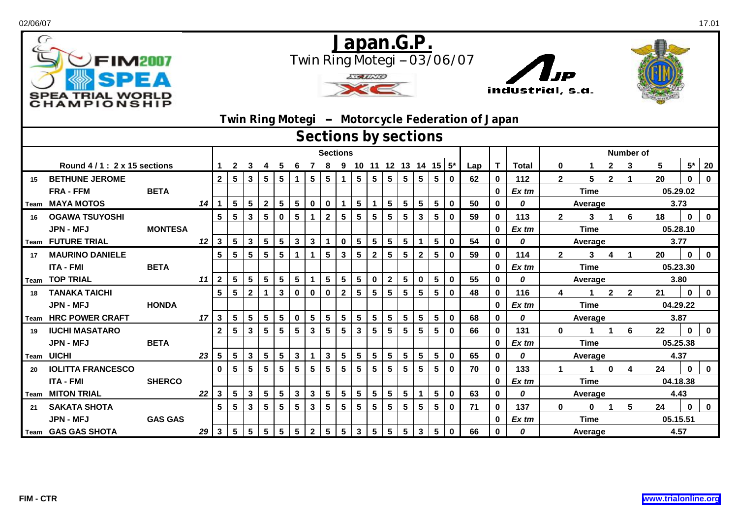# Japan.G.P.

Twin Ring Motegi – 03/06/07

**Twin Ring Motegi – Motorcycle Federation of Japan**

## Sections by sections

| | Round 4 / 1 : 2 x 15 sections | | | 1 | 2 | 3 | 4 | 5 | 6 | 7 | 8 | 9 | 10 | 11 | 12 | 13 | 14 | 15 | 5* | Lap | T | Total | 0 | 1 | 2 | 3 | 5 | 5* | 20 |
|---|---|---|---|---|---|---|---|---|---|---|---|---|---|---|---|---|---|---|---|---|---|---|---|---|---|---|---|---|---|
| 15 | BETHUNE JEROME | | | 2 | 5 | 3 | 5 | 5 | 1 | 5 | 5 | 1 | 5 | 5 | 5 | 5 | 5 | 5 | 0 | 62 | 0 | 112 | 2 | 5 | 2 | 1 | 20 | 0 | 0 |
| | FRA - FFM | BETA | | | | | | | | | | | | | | | | | | | 0 | Ex tm | Time | | | | 05.29.02 | | |
| Team | MAYA MOTOS | | 14 | 1 | 5 | 5 | 2 | 5 | 5 | 0 | 0 | 1 | 5 | 1 | 5 | 5 | 5 | 5 | 0 | 50 | 0 | 0 | Average | | | | 3.73 | | |
| 16 | OGAWA TSUYOSHI | | | 5 | 5 | 3 | 5 | 0 | 5 | 1 | 2 | 5 | 5 | 5 | 5 | 5 | 3 | 5 | 0 | 59 | 0 | 113 | 2 | 3 | 1 | 6 | 18 | 0 | 0 |
| | JPN - MFJ | MONTESA | | | | | | | | | | | | | | | | | | | 0 | Ex tm | Time | | | | 05.28.10 | | |
| Team | FUTURE TRIAL | | 12 | 3 | 5 | 3 | 5 | 5 | 3 | 3 | 1 | 0 | 5 | 5 | 5 | 5 | 1 | 5 | 0 | 54 | 0 | 0 | Average | | | | 3.77 | | |
| 17 | MAURINO DANIELE | | | 5 | 5 | 5 | 5 | 5 | 1 | 1 | 5 | 3 | 5 | 2 | 5 | 5 | 2 | 5 | 0 | 59 | 0 | 114 | 2 | 3 | 4 | 1 | 20 | 0 | 0 |
| | ITA - FMI | BETA | | | | | | | | | | | | | | | | | | | 0 | Ex tm | Time | | | | 05.23.30 | | |
| Team | TOP TRIAL | | 11 | 2 | 5 | 5 | 5 | 5 | 5 | 1 | 5 | 5 | 5 | 0 | 2 | 5 | 0 | 5 | 0 | 55 | 0 | 0 | Average | | | | 3.80 | | |
| 18 | TANAKA TAICHI | | | 5 | 5 | 2 | 1 | 3 | 0 | 0 | 0 | 2 | 5 | 5 | 5 | 5 | 5 | 5 | 0 | 48 | 0 | 116 | 4 | 1 | 2 | 2 | 21 | 0 | 0 |
| | JPN - MFJ | HONDA | | | | | | | | | | | | | | | | | | | 0 | Ex tm | Time | | | | 04.29.22 | | |
| Team | HRC POWER CRAFT | | 17 | 3 | 5 | 5 | 5 | 5 | 0 | 5 | 5 | 5 | 5 | 5 | 5 | 5 | 5 | 5 | 0 | 68 | 0 | 0 | Average | | | | 3.87 | | |
| 19 | IUCHI MASATARO | | | 2 | 5 | 3 | 5 | 5 | 5 | 3 | 5 | 5 | 3 | 5 | 5 | 5 | 5 | 5 | 0 | 66 | 0 | 131 | 0 | 1 | 1 | 6 | 22 | 0 | 0 |
| | JPN - MFJ | BETA | | | | | | | | | | | | | | | | | | | 0 | Ex tm | Time | | | | 05.25.38 | | |
| Team | UICHI | | 23 | 5 | 5 | 3 | 5 | 5 | 3 | 1 | 3 | 5 | 5 | 5 | 5 | 5 | 5 | 5 | 0 | 65 | 0 | 0 | Average | | | | 4.37 | | |
| 20 | IOLITTA FRANCESCO | | | 0 | 5 | 5 | 5 | 5 | 5 | 5 | 5 | 5 | 5 | 5 | 5 | 5 | 5 | 5 | 0 | 70 | 0 | 133 | 1 | 1 | 0 | 4 | 24 | 0 | 0 |
| | ITA - FMI | SHERCO | | | | | | | | | | | | | | | | | | | 0 | Ex tm | Time | | | | 04.18.38 | | |
| Team | MITON TRIAL | | 22 | 3 | 5 | 3 | 5 | 5 | 3 | 3 | 5 | 5 | 5 | 5 | 5 | 5 | 1 | 5 | 0 | 63 | 0 | 0 | Average | | | | 4.43 | | |
| 21 | SAKATA SHOTA | | | 5 | 5 | 3 | 5 | 5 | 5 | 3 | 5 | 5 | 5 | 5 | 5 | 5 | 5 | 5 | 0 | 71 | 0 | 137 | 0 | 0 | 1 | 5 | 24 | 0 | 0 |
| | JPN - MFJ | GAS GAS | | | | | | | | | | | | | | | | | | | 0 | Ex tm | Time | | | | 05.15.51 | | |
| Team | GAS GAS SHOTA | | 29 | 3 | 5 | 5 | 5 | 5 | 5 | 2 | 5 | 5 | 3 | 5 | 5 | 5 | 3 | 5 | 0 | 66 | 0 | 0 | Average | | | | 4.57 | | |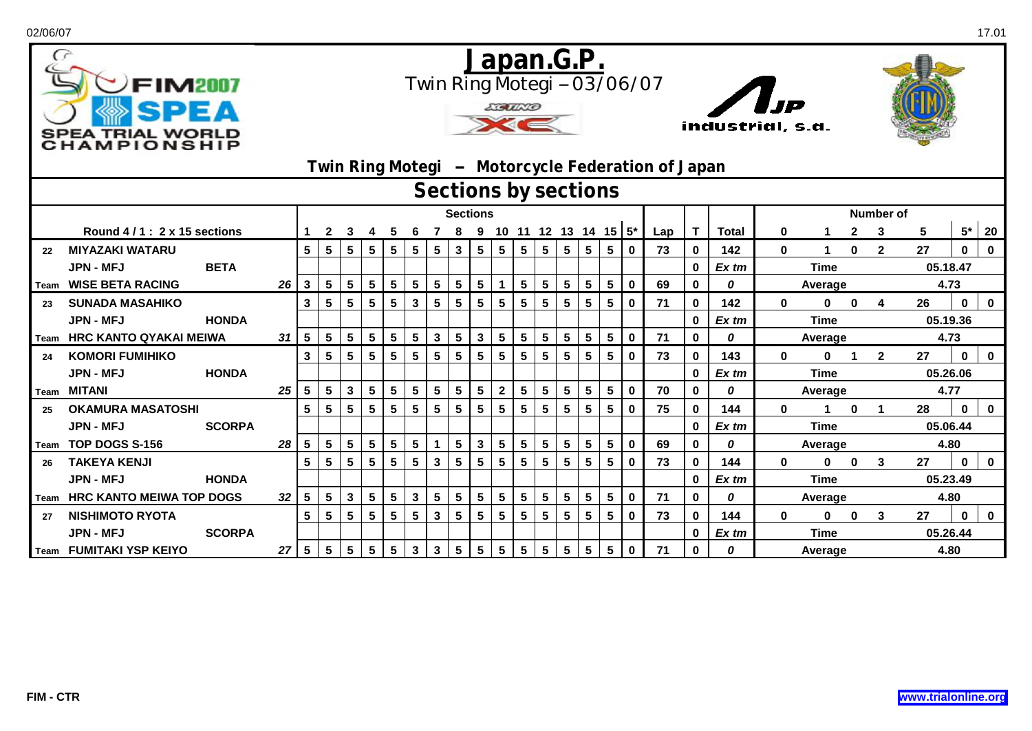# Japan.G.P.

Twin Ring Motegi – 03/06/07

industrial, s.a.

FIM2007 SPEA
SPEA TRIAL WORLD CHAMPIONSHIP

## Twin Ring Motegi – Motorcycle Federation of Japan

## Sections by sections

| | Round 4 / 1 : 2 x 15 sections | | | 1 | 2 | 3 | 4 | 5 | 6 | 7 | 8 | 9 | 10 | 11 | 12 | 13 | 14 | 15 | 5* | Lap | T | Total | 0 | 1 | 2 | 3 | 5 | 5* | 20 |
|---|---|---|---|---|---|---|---|---|---|---|---|---|---|---|---|---|---|---|---|---|---|---|---|---|---|---|---|---|---|
| 22 | MIYAZAKI WATARU | | | 5 | 5 | 5 | 5 | 5 | 5 | 5 | 3 | 5 | 5 | 5 | 5 | 5 | 5 | 5 | 0 | 73 | 0 | 142 | 0 | 1 | 0 | 2 | 27 | 0 | 0 |
| | JPN - MFJ | BETA | | | | | | | | | | | | | | | | | | | 0 | Ex tm | Time | | | | 05.18.47 | | |
| Team | WISE BETA RACING | | 26 | 3 | 5 | 5 | 5 | 5 | 5 | 5 | 5 | 5 | 1 | 5 | 5 | 5 | 5 | 5 | 0 | 69 | 0 | 0 | Average | | | | 4.73 | | |
| 23 | SUNADA MASAHIKO | | | 3 | 5 | 5 | 5 | 5 | 3 | 5 | 5 | 5 | 5 | 5 | 5 | 5 | 5 | 5 | 0 | 71 | 0 | 142 | 0 | 0 | 0 | 4 | 26 | 0 | 0 |
| | JPN - MFJ | HONDA | | | | | | | | | | | | | | | | | | | 0 | Ex tm | Time | | | | 05.19.36 | | |
| Team | HRC KANTO QYAKAI MEIWA | | 31 | 5 | 5 | 5 | 5 | 5 | 5 | 3 | 5 | 3 | 5 | 5 | 5 | 5 | 5 | 5 | 0 | 71 | 0 | 0 | Average | | | | 4.73 | | |
| 24 | KOMORI FUMIHIKO | | | 3 | 5 | 5 | 5 | 5 | 5 | 5 | 5 | 5 | 5 | 5 | 5 | 5 | 5 | 5 | 0 | 73 | 0 | 143 | 0 | 0 | 1 | 2 | 27 | 0 | 0 |
| | JPN - MFJ | HONDA | | | | | | | | | | | | | | | | | | | 0 | Ex tm | Time | | | | 05.26.06 | | |
| Team | MITANI | | 25 | 5 | 5 | 3 | 5 | 5 | 5 | 5 | 5 | 5 | 2 | 5 | 5 | 5 | 5 | 5 | 0 | 70 | 0 | 0 | Average | | | | 4.77 | | |
| 25 | OKAMURA MASATOSHI | | | 5 | 5 | 5 | 5 | 5 | 5 | 5 | 5 | 5 | 5 | 5 | 5 | 5 | 5 | 5 | 0 | 75 | 0 | 144 | 0 | 1 | 0 | 1 | 28 | 0 | 0 |
| | JPN - MFJ | SCORPA | | | | | | | | | | | | | | | | | | | 0 | Ex tm | Time | | | | 05.06.44 | | |
| Team | TOP DOGS S-156 | | 28 | 5 | 5 | 5 | 5 | 5 | 5 | 1 | 5 | 3 | 5 | 5 | 5 | 5 | 5 | 5 | 0 | 69 | 0 | 0 | Average | | | | 4.80 | | |
| 26 | TAKEYA KENJI | | | 5 | 5 | 5 | 5 | 5 | 5 | 3 | 5 | 5 | 5 | 5 | 5 | 5 | 5 | 5 | 0 | 73 | 0 | 144 | 0 | 0 | 0 | 3 | 27 | 0 | 0 |
| | JPN - MFJ | HONDA | | | | | | | | | | | | | | | | | | | 0 | Ex tm | Time | | | | 05.23.49 | | |
| Team | HRC KANTO MEIWA TOP DOGS | | 32 | 5 | 5 | 3 | 5 | 5 | 3 | 5 | 5 | 5 | 5 | 5 | 5 | 5 | 5 | 5 | 0 | 71 | 0 | 0 | Average | | | | 4.80 | | |
| 27 | NISHIMOTO RYOTA | | | 5 | 5 | 5 | 5 | 5 | 5 | 3 | 5 | 5 | 5 | 5 | 5 | 5 | 5 | 5 | 0 | 73 | 0 | 144 | 0 | 0 | 0 | 3 | 27 | 0 | 0 |
| | JPN - MFJ | SCORPA | | | | | | | | | | | | | | | | | | | 0 | Ex tm | Time | | | | 05.26.44 | | |
| Team | FUMITAKI YSP KEIYO | | 27 | 5 | 5 | 5 | 5 | 5 | 3 | 3 | 5 | 5 | 5 | 5 | 5 | 5 | 5 | 5 | 0 | 71 | 0 | 0 | Average | | | | 4.80 | | |

FIM - CTR

www.trialonline.org